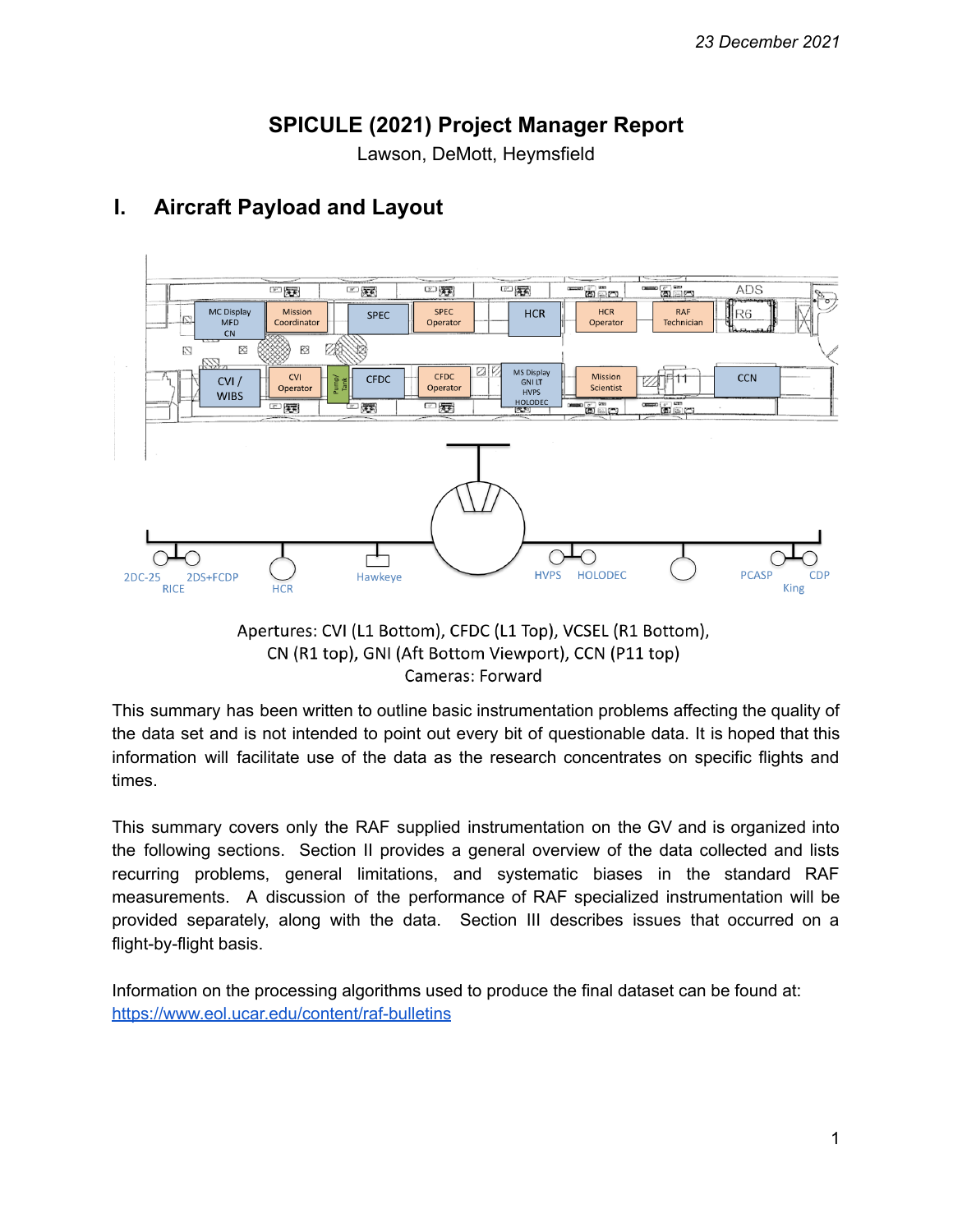23 December 2021

# SPICULE (2021) Project Manager Report

Lawson, DeMott, Heymsfield

## I. Aircraft Payload and Layout

Apertures: CVI (L1 Bottom), CFDC (L1 Top), VCSEL (R1 Bottom), CN (R1 top), GNI (Aft Bottom Viewport), CCN (P11 top)

Cameras: Forward

This summary has been written to outline basic instrumentation problems affecting the quality of the data set and is not intended to point out every bit of questionable data. It is hoped that this information will facilitate use of the data as the research concentrates on specific flights and times.

This summary covers only the RAF supplied instrumentation on the GV and is organized into the following sections. Section II provides a general overview of the data collected and lists recurring problems, general limitations, and systematic biases in the standard RAF measurements. A discussion of the performance of RAF specialized instrumentation will be provided separately, along with the data. Section III describes issues that occurred on a flight-by-flight basis.

Information on the processing algorithms used to produce the final dataset can be found at: https://www.eol.ucar.edu/content/raf-bulletins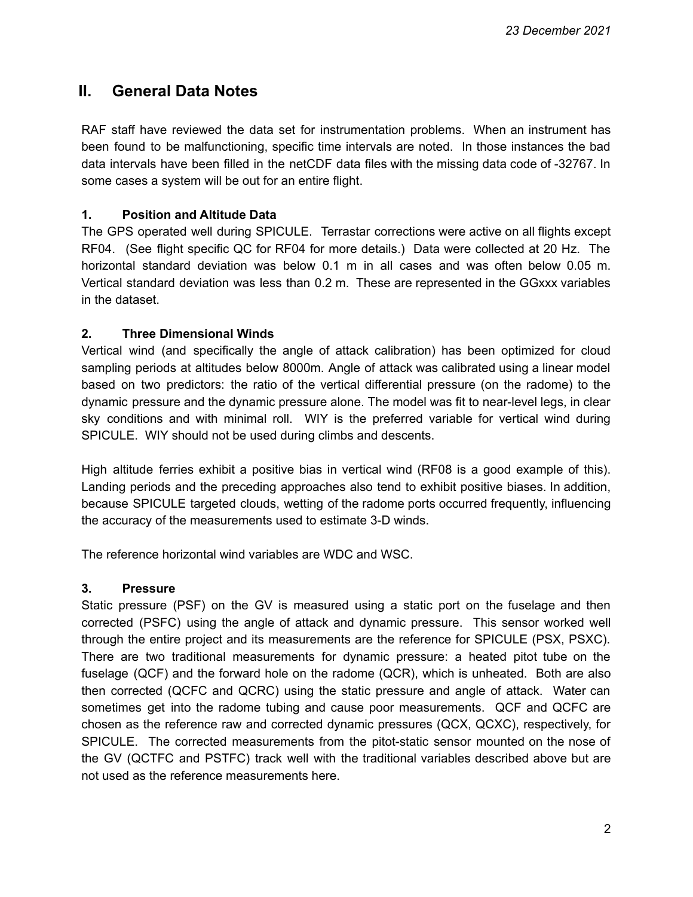## II. General Data Notes

RAF staff have reviewed the data set for instrumentation problems. When an instrument has been found to be malfunctioning, specific time intervals are noted. In those instances the bad data intervals have been filled in the netCDF data files with the missing data code of -32767. In some cases a system will be out for an entire flight.

### 1. Position and Altitude Data

The GPS operated well during SPICULE. Terrastar corrections were active on all flights except RF04. (See flight specific QC for RF04 for more details.) Data were collected at 20 Hz. The horizontal standard deviation was below 0.1 m in all cases and was often below 0.05 m. Vertical standard deviation was less than 0.2 m. These are represented in the GGxxx variables in the dataset.

### 2. Three Dimensional Winds

Vertical wind (and specifically the angle of attack calibration) has been optimized for cloud sampling periods at altitudes below 8000m. Angle of attack was calibrated using a linear model based on two predictors: the ratio of the vertical differential pressure (on the radome) to the dynamic pressure and the dynamic pressure alone. The model was fit to near-level legs, in clear sky conditions and with minimal roll. WIY is the preferred variable for vertical wind during SPICULE. WIY should not be used during climbs and descents.

High altitude ferries exhibit a positive bias in vertical wind (RF08 is a good example of this). Landing periods and the preceding approaches also tend to exhibit positive biases. In addition, because SPICULE targeted clouds, wetting of the radome ports occurred frequently, influencing the accuracy of the measurements used to estimate 3-D winds.

The reference horizontal wind variables are WDC and WSC.

### 3. Pressure

Static pressure (PSF) on the GV is measured using a static port on the fuselage and then corrected (PSFC) using the angle of attack and dynamic pressure. This sensor worked well through the entire project and its measurements are the reference for SPICULE (PSX, PSXC). There are two traditional measurements for dynamic pressure: a heated pitot tube on the fuselage (QCF) and the forward hole on the radome (QCR), which is unheated. Both are also then corrected (QCFC and QCRC) using the static pressure and angle of attack. Water can sometimes get into the radome tubing and cause poor measurements. QCF and QCFC are chosen as the reference raw and corrected dynamic pressures (QCX, QCXC), respectively, for SPICULE. The corrected measurements from the pitot-static sensor mounted on the nose of the GV (QCTFC and PSTFC) track well with the traditional variables described above but are not used as the reference measurements here.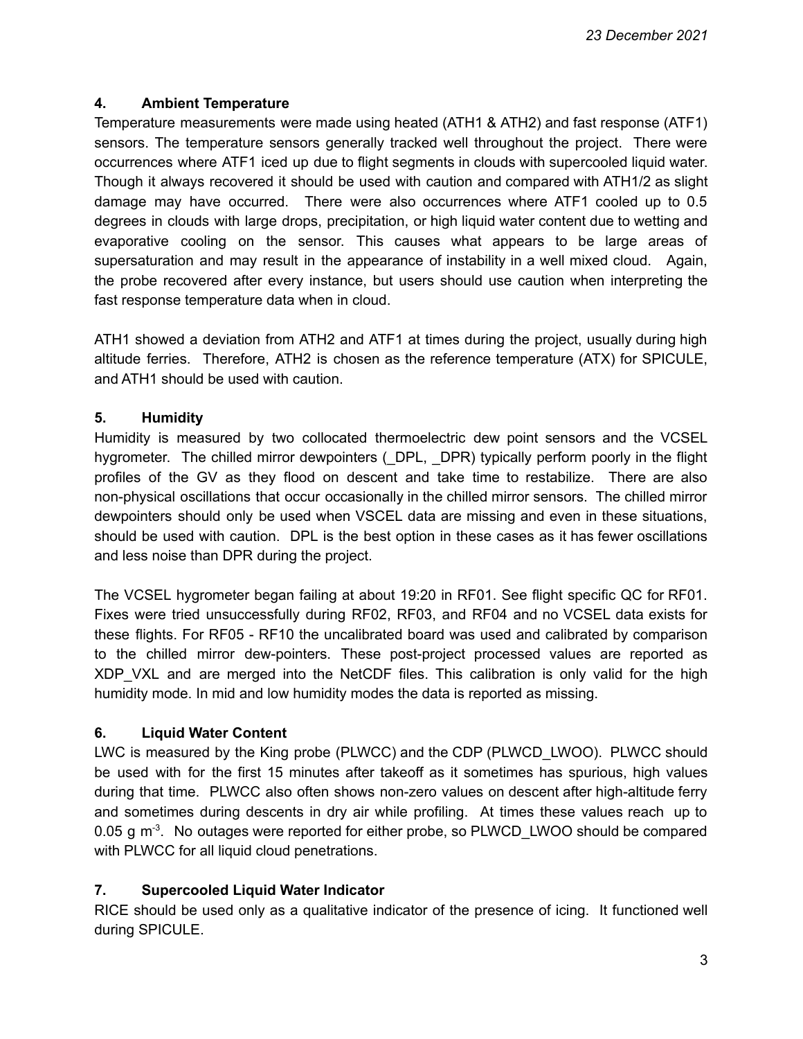## 4. Ambient Temperature

Temperature measurements were made using heated (ATH1 & ATH2) and fast response (ATF1) sensors. The temperature sensors generally tracked well throughout the project. There were occurrences where ATF1 iced up due to flight segments in clouds with supercooled liquid water. Though it always recovered it should be used with caution and compared with ATH1/2 as slight damage may have occurred. There were also occurrences where ATF1 cooled up to 0.5 degrees in clouds with large drops, precipitation, or high liquid water content due to wetting and evaporative cooling on the sensor. This causes what appears to be large areas of supersaturation and may result in the appearance of instability in a well mixed cloud. Again, the probe recovered after every instance, but users should use caution when interpreting the fast response temperature data when in cloud.

ATH1 showed a deviation from ATH2 and ATF1 at times during the project, usually during high altitude ferries. Therefore, ATH2 is chosen as the reference temperature (ATX) for SPICULE, and ATH1 should be used with caution.

## 5. Humidity

Humidity is measured by two collocated thermoelectric dew point sensors and the VCSEL hygrometer. The chilled mirror dewpointers (_DPL, _DPR) typically perform poorly in the flight profiles of the GV as they flood on descent and take time to restabilize. There are also non-physical oscillations that occur occasionally in the chilled mirror sensors. The chilled mirror dewpointers should only be used when VSCEL data are missing and even in these situations, should be used with caution. DPL is the best option in these cases as it has fewer oscillations and less noise than DPR during the project.

The VCSEL hygrometer began failing at about 19:20 in RF01. See flight specific QC for RF01. Fixes were tried unsuccessfully during RF02, RF03, and RF04 and no VCSEL data exists for these flights. For RF05 - RF10 the uncalibrated board was used and calibrated by comparison to the chilled mirror dew-pointers. These post-project processed values are reported as XDP_VXL and are merged into the NetCDF files. This calibration is only valid for the high humidity mode. In mid and low humidity modes the data is reported as missing.

## 6. Liquid Water Content

LWC is measured by the King probe (PLWCC) and the CDP (PLWCD_LWOO). PLWCC should be used with for the first 15 minutes after takeoff as it sometimes has spurious, high values during that time. PLWCC also often shows non-zero values on descent after high-altitude ferry and sometimes during descents in dry air while profiling. At times these values reach up to 0.05 g $m^{-3}$. No outages were reported for either probe, so PLWCD_LWOO should be compared with PLWCC for all liquid cloud penetrations.

## 7. Supercooled Liquid Water Indicator

RICE should be used only as a qualitative indicator of the presence of icing. It functioned well during SPICULE.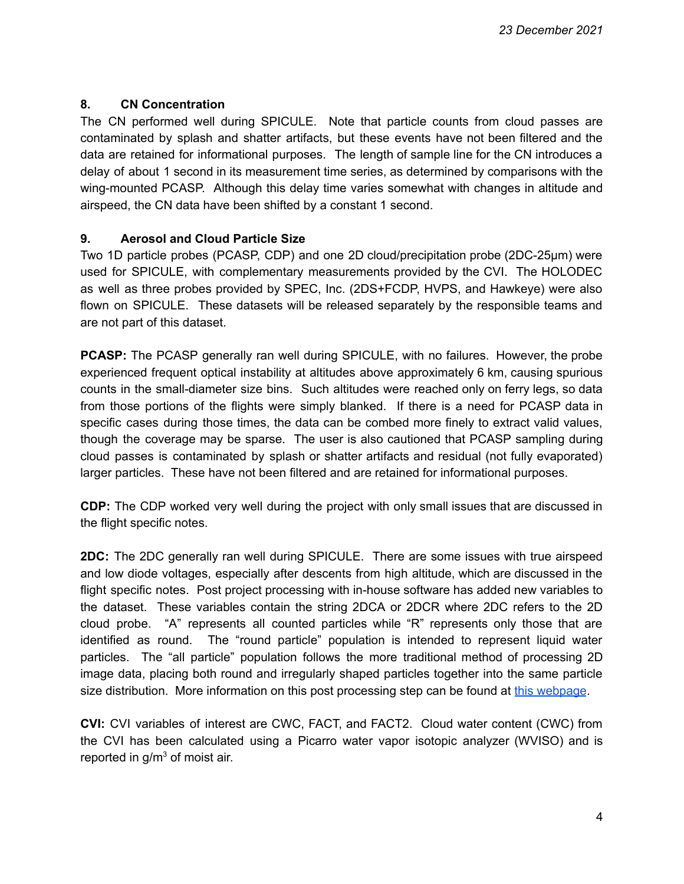## 8. CN Concentration

The CN performed well during SPICULE. Note that particle counts from cloud passes are contaminated by splash and shatter artifacts, but these events have not been filtered and the data are retained for informational purposes. The length of sample line for the CN introduces a delay of about 1 second in its measurement time series, as determined by comparisons with the wing-mounted PCASP. Although this delay time varies somewhat with changes in altitude and airspeed, the CN data have been shifted by a constant 1 second.

## 9. Aerosol and Cloud Particle Size

Two 1D particle probes (PCASP, CDP) and one 2D cloud/precipitation probe (2DC-25µm) were used for SPICULE, with complementary measurements provided by the CVI. The HOLODEC as well as three probes provided by SPEC, Inc. (2DS+FCDP, HVPS, and Hawkeye) were also flown on SPICULE. These datasets will be released separately by the responsible teams and are not part of this dataset.

**PCASP:** The PCASP generally ran well during SPICULE, with no failures. However, the probe experienced frequent optical instability at altitudes above approximately 6 km, causing spurious counts in the small-diameter size bins. Such altitudes were reached only on ferry legs, so data from those portions of the flights were simply blanked. If there is a need for PCASP data in specific cases during those times, the data can be combed more finely to extract valid values, though the coverage may be sparse. The user is also cautioned that PCASP sampling during cloud passes is contaminated by splash or shatter artifacts and residual (not fully evaporated) larger particles. These have not been filtered and are retained for informational purposes.

**CDP:** The CDP worked very well during the project with only small issues that are discussed in the flight specific notes.

**2DC:** The 2DC generally ran well during SPICULE. There are some issues with true airspeed and low diode voltages, especially after descents from high altitude, which are discussed in the flight specific notes. Post project processing with in-house software has added new variables to the dataset. These variables contain the string 2DCA or 2DCR where 2DC refers to the 2D cloud probe. "A" represents all counted particles while "R" represents only those that are identified as round. The "round particle" population is intended to represent liquid water particles. The "all particle" population follows the more traditional method of processing 2D image data, placing both round and irregularly shaped particles together into the same particle size distribution. More information on this post processing step can be found at this webpage.

**CVI:** CVI variables of interest are CWC, FACT, and FACT2. Cloud water content (CWC) from the CVI has been calculated using a Picarro water vapor isotopic analyzer (WVISO) and is reported in g/m$^3$ of moist air.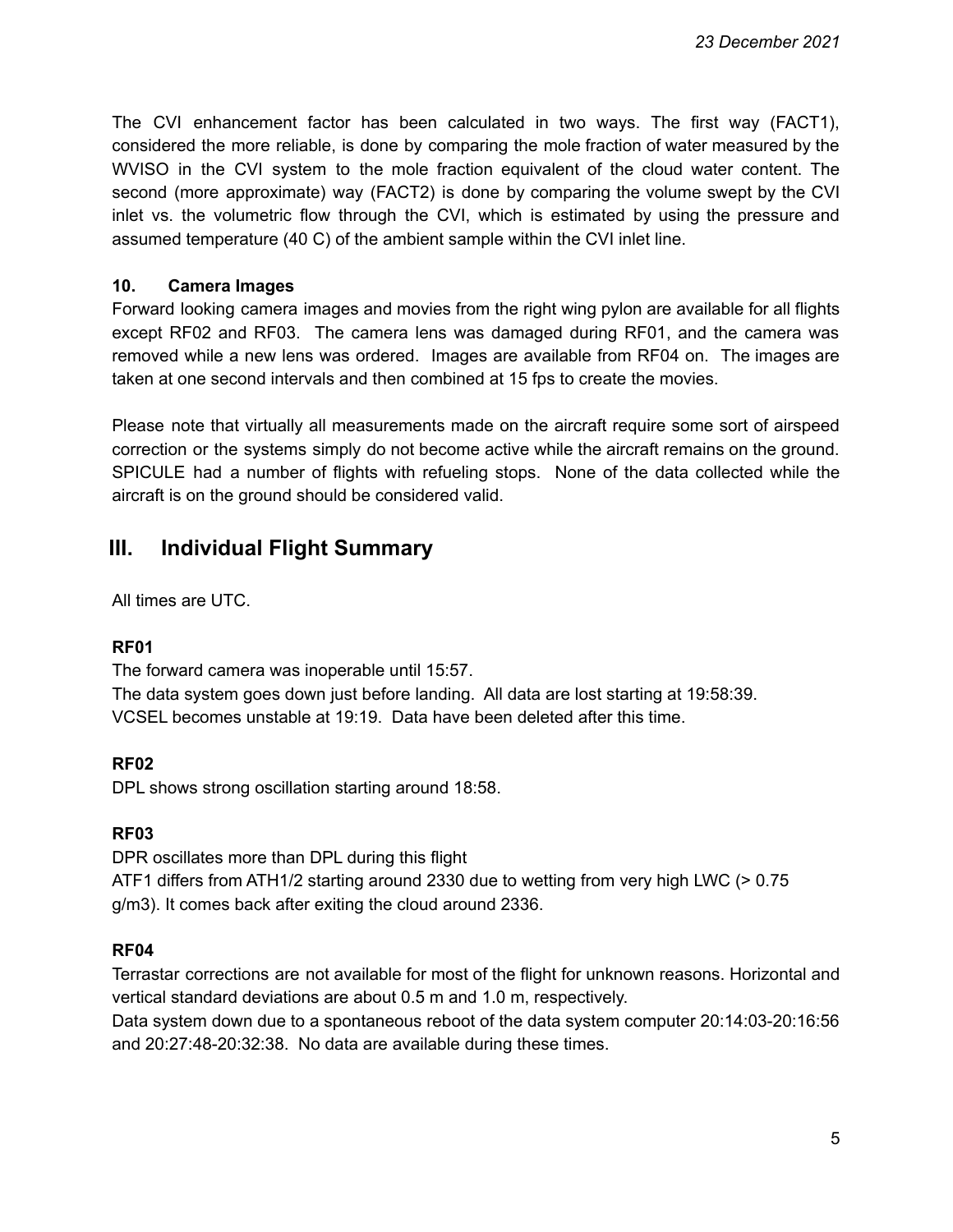The CVI enhancement factor has been calculated in two ways. The first way (FACT1), considered the more reliable, is done by comparing the mole fraction of water measured by the WVISO in the CVI system to the mole fraction equivalent of the cloud water content. The second (more approximate) way (FACT2) is done by comparing the volume swept by the CVI inlet vs. the volumetric flow through the CVI, which is estimated by using the pressure and assumed temperature (40 C) of the ambient sample within the CVI inlet line.

### 10. Camera Images

Forward looking camera images and movies from the right wing pylon are available for all flights except RF02 and RF03. The camera lens was damaged during RF01, and the camera was removed while a new lens was ordered. Images are available from RF04 on. The images are taken at one second intervals and then combined at 15 fps to create the movies.

Please note that virtually all measurements made on the aircraft require some sort of airspeed correction or the systems simply do not become active while the aircraft remains on the ground. SPICULE had a number of flights with refueling stops. None of the data collected while the aircraft is on the ground should be considered valid.

## III. Individual Flight Summary

All times are UTC.

**RF01**

The forward camera was inoperable until 15:57.
The data system goes down just before landing. All data are lost starting at 19:58:39.
VCSEL becomes unstable at 19:19. Data have been deleted after this time.

**RF02**

DPL shows strong oscillation starting around 18:58.

**RF03**

DPR oscillates more than DPL during this flight
ATF1 differs from ATH1/2 starting around 2330 due to wetting from very high LWC (> 0.75 g/m3). It comes back after exiting the cloud around 2336.

**RF04**

Terrastar corrections are not available for most of the flight for unknown reasons. Horizontal and vertical standard deviations are about 0.5 m and 1.0 m, respectively.
Data system down due to a spontaneous reboot of the data system computer 20:14:03-20:16:56 and 20:27:48-20:32:38. No data are available during these times.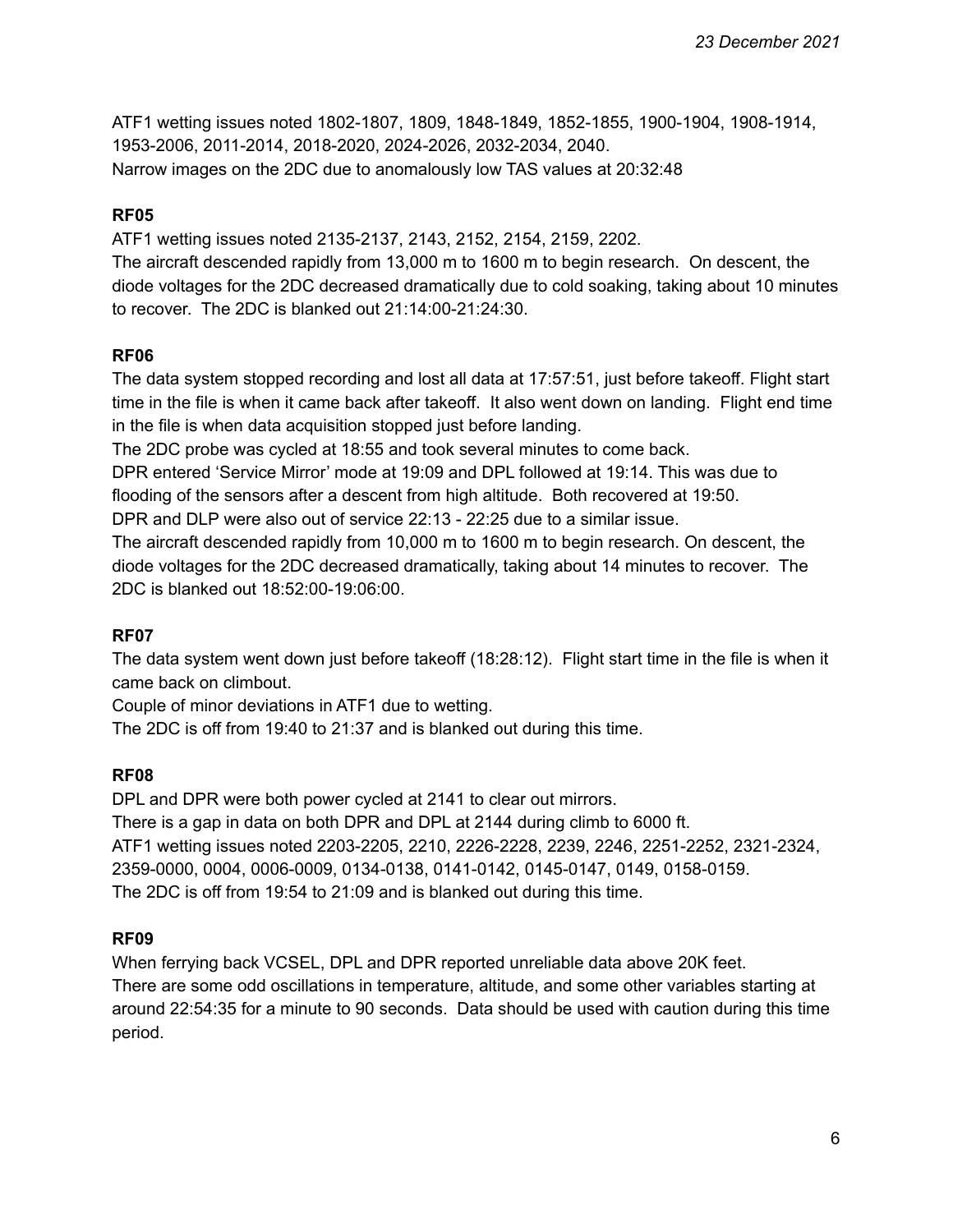ATF1 wetting issues noted 1802-1807, 1809, 1848-1849, 1852-1855, 1900-1904, 1908-1914, 1953-2006, 2011-2014, 2018-2020, 2024-2026, 2032-2034, 2040.
Narrow images on the 2DC due to anomalously low TAS values at 20:32:48

**RF05**

ATF1 wetting issues noted 2135-2137, 2143, 2152, 2154, 2159, 2202.
The aircraft descended rapidly from 13,000 m to 1600 m to begin research. On descent, the diode voltages for the 2DC decreased dramatically due to cold soaking, taking about 10 minutes to recover. The 2DC is blanked out 21:14:00-21:24:30.

**RF06**

The data system stopped recording and lost all data at 17:57:51, just before takeoff. Flight start time in the file is when it came back after takeoff. It also went down on landing. Flight end time in the file is when data acquisition stopped just before landing.
The 2DC probe was cycled at 18:55 and took several minutes to come back.
DPR entered 'Service Mirror' mode at 19:09 and DPL followed at 19:14. This was due to flooding of the sensors after a descent from high altitude. Both recovered at 19:50.
DPR and DLP were also out of service 22:13 - 22:25 due to a similar issue.
The aircraft descended rapidly from 10,000 m to 1600 m to begin research. On descent, the diode voltages for the 2DC decreased dramatically, taking about 14 minutes to recover. The 2DC is blanked out 18:52:00-19:06:00.

**RF07**

The data system went down just before takeoff (18:28:12). Flight start time in the file is when it came back on climbout.
Couple of minor deviations in ATF1 due to wetting.
The 2DC is off from 19:40 to 21:37 and is blanked out during this time.

**RF08**

DPL and DPR were both power cycled at 2141 to clear out mirrors.
There is a gap in data on both DPR and DPL at 2144 during climb to 6000 ft.
ATF1 wetting issues noted 2203-2205, 2210, 2226-2228, 2239, 2246, 2251-2252, 2321-2324, 2359-0000, 0004, 0006-0009, 0134-0138, 0141-0142, 0145-0147, 0149, 0158-0159.
The 2DC is off from 19:54 to 21:09 and is blanked out during this time.

**RF09**

When ferrying back VCSEL, DPL and DPR reported unreliable data above 20K feet.
There are some odd oscillations in temperature, altitude, and some other variables starting at around 22:54:35 for a minute to 90 seconds. Data should be used with caution during this time period.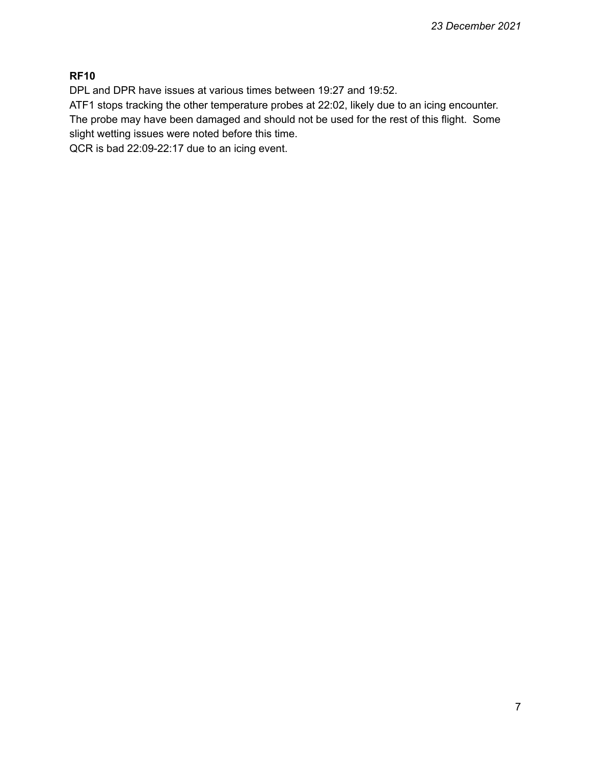**RF10**

DPL and DPR have issues at various times between 19:27 and 19:52.
ATF1 stops tracking the other temperature probes at 22:02, likely due to an icing encounter. The probe may have been damaged and should not be used for the rest of this flight. Some slight wetting issues were noted before this time.
QCR is bad 22:09-22:17 due to an icing event.